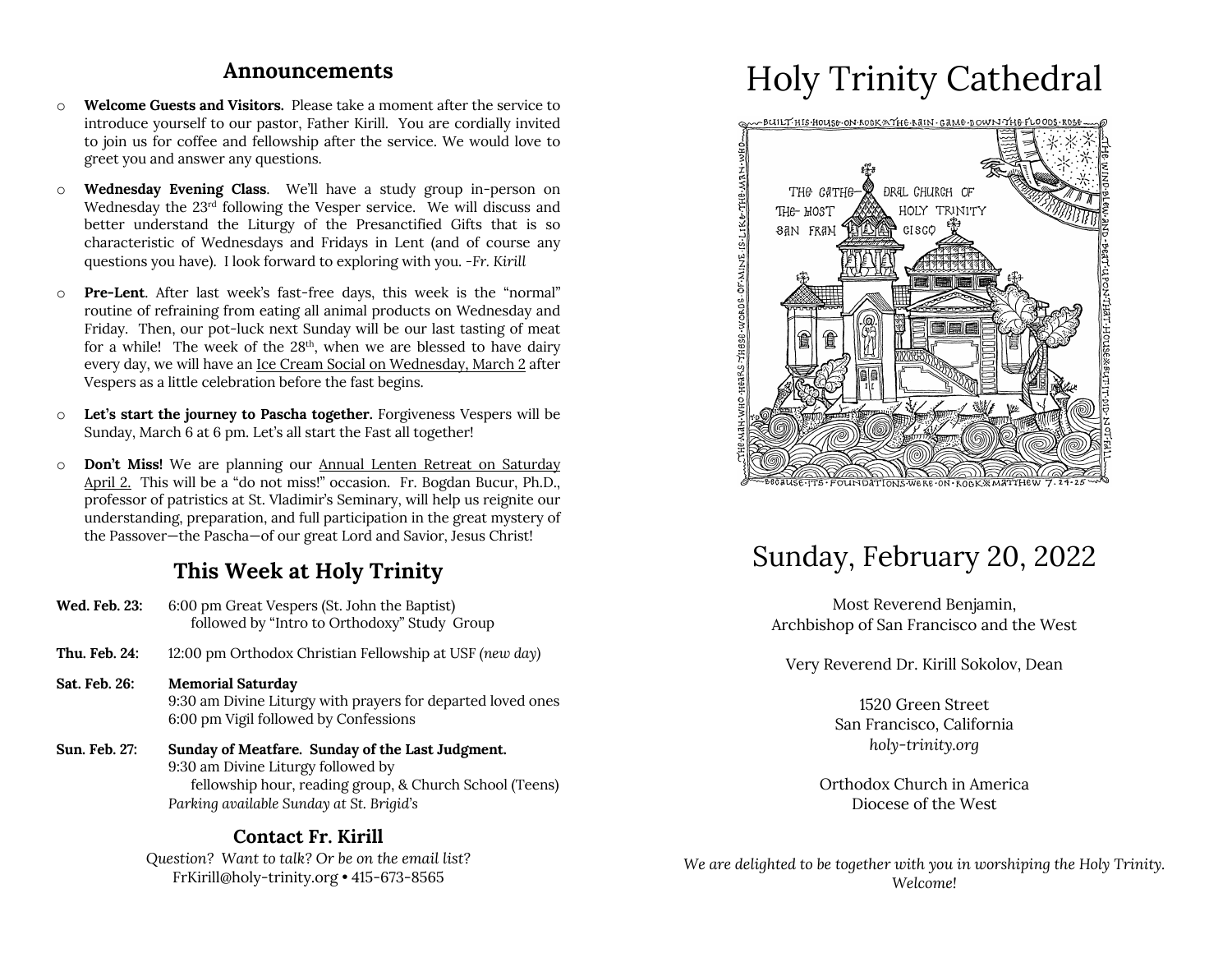## Announcements

- **Welcome Guests and Visitors.** Please take a moment after the service to introduce yourself to our pastor, Father Kirill. You are cordially invited to join us for coffee and fellowship after the service. We would love to greet you and answer any questions.
- **Wednesday Evening Class**. We'll have a study group in-person on Wednesday the 23rd following the Vesper service. We will discuss and better understand the Liturgy of the Presanctified Gifts that is so characteristic of Wednesdays and Fridays in Lent (and of course any questions you have). I look forward to exploring with you. *-Fr. Kirill*
- **Pre-Lent**. After last week's fast-free days, this week is the "normal" routine of refraining from eating all animal products on Wednesday and Friday. Then, our pot-luck next Sunday will be our last tasting of meat for a while! The week of the 28th, when we are blessed to have dairy every day, we will have an Ice Cream Social on Wednesday, March 2 after Vespers as a little celebration before the fast begins.
- **Let's start the journey to Pascha together.** Forgiveness Vespers will be Sunday, March 6 at 6 pm. Let's all start the Fast all together!
- **Don't Miss!** We are planning our Annual Lenten Retreat on Saturday April 2. This will be a "do not miss!" occasion. Fr. Bogdan Bucur, Ph.D., professor of patristics at St. Vladimir's Seminary, will help us reignite our understanding, preparation, and full participation in the great mystery of the Passover—the Pascha—of our great Lord and Savior, Jesus Christ!

## This Week at Holy Trinity

**Wed. Feb. 23:** 6:00 pm Great Vespers (St. John the Baptist)
followed by "Intro to Orthodoxy" Study Group

**Thu. Feb. 24:** 12:00 pm Orthodox Christian Fellowship at USF *(new day)*

**Sat. Feb. 26:** **Memorial Saturday**
9:30 am Divine Liturgy with prayers for departed loved ones
6:00 pm Vigil followed by Confessions

**Sun. Feb. 27:** **Sunday of Meatfare. Sunday of the Last Judgment.**
9:30 am Divine Liturgy followed by
fellowship hour, reading group, & Church School (Teens)
*Parking available Sunday at St. Brigid's*

### Contact Fr. Kirill

*Question? Want to talk? Or be on the email list?*
FrKirill@holy-trinity.org • 415-673-8565

# Holy Trinity Cathedral

Built his house on rock. The rain came down, the floods rose, the wind blew and beat upon that house, but it did not fall, because its foundations were on rock. Matthew 7:24-25 — The man who hears these words of mine is like the man who...

The Cathedral Church of the Most Holy Trinity San Francisco

# Sunday, February 20, 2022

Most Reverend Benjamin,
Archbishop of San Francisco and the West

Very Reverend Dr. Kirill Sokolov, Dean

1520 Green Street
San Francisco, California
*holy-trinity.org*

Orthodox Church in America
Diocese of the West

*We are delighted to be together with you in worshiping the Holy Trinity. Welcome!*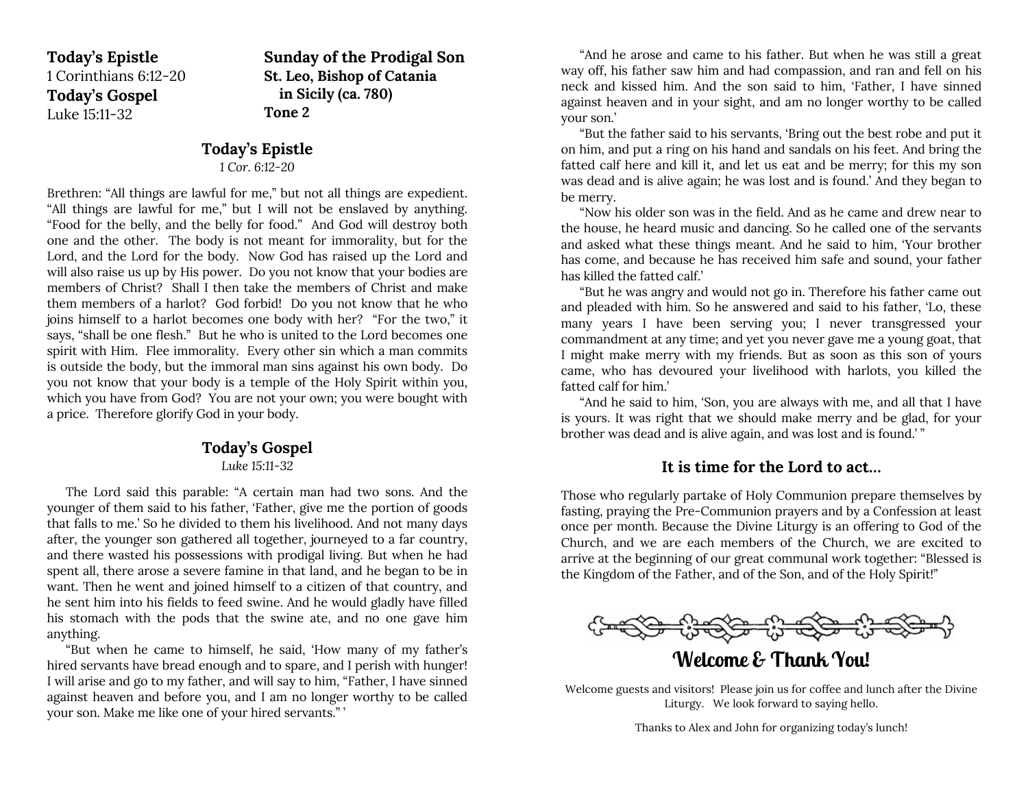**Today's Epistle**
1 Corinthians 6:12-20
**Today's Gospel**
Luke 15:11-32

**Sunday of the Prodigal Son**
**St. Leo, Bishop of Catania in Sicily (ca. 780)**
**Tone 2**

## Today's Epistle

*1 Cor. 6:12-20*

Brethren: "All things are lawful for me," but not all things are expedient. "All things are lawful for me," but I will not be enslaved by anything. "Food for the belly, and the belly for food." And God will destroy both one and the other. The body is not meant for immorality, but for the Lord, and the Lord for the body. Now God has raised up the Lord and will also raise us up by His power. Do you not know that your bodies are members of Christ? Shall I then take the members of Christ and make them members of a harlot? God forbid! Do you not know that he who joins himself to a harlot becomes one body with her? "For the two," it says, "shall be one flesh." But he who is united to the Lord becomes one spirit with Him. Flee immorality. Every other sin which a man commits is outside the body, but the immoral man sins against his own body. Do you not know that your body is a temple of the Holy Spirit within you, which you have from God? You are not your own; you were bought with a price. Therefore glorify God in your body.

## Today's Gospel

*Luke 15:11-32*

The Lord said this parable: "A certain man had two sons. And the younger of them said to his father, 'Father, give me the portion of goods that falls to me.' So he divided to them his livelihood. And not many days after, the younger son gathered all together, journeyed to a far country, and there wasted his possessions with prodigal living. But when he had spent all, there arose a severe famine in that land, and he began to be in want. Then he went and joined himself to a citizen of that country, and he sent him into his fields to feed swine. And he would gladly have filled his stomach with the pods that the swine ate, and no one gave him anything.

"But when he came to himself, he said, 'How many of my father's hired servants have bread enough and to spare, and I perish with hunger! I will arise and go to my father, and will say to him, "Father, I have sinned against heaven and before you, and I am no longer worthy to be called your son. Make me like one of your hired servants." '

"And he arose and came to his father. But when he was still a great way off, his father saw him and had compassion, and ran and fell on his neck and kissed him. And the son said to him, 'Father, I have sinned against heaven and in your sight, and am no longer worthy to be called your son.'

"But the father said to his servants, 'Bring out the best robe and put it on him, and put a ring on his hand and sandals on his feet. And bring the fatted calf here and kill it, and let us eat and be merry; for this my son was dead and is alive again; he was lost and is found.' And they began to be merry.

"Now his older son was in the field. And as he came and drew near to the house, he heard music and dancing. So he called one of the servants and asked what these things meant. And he said to him, 'Your brother has come, and because he has received him safe and sound, your father has killed the fatted calf.'

"But he was angry and would not go in. Therefore his father came out and pleaded with him. So he answered and said to his father, 'Lo, these many years I have been serving you; I never transgressed your commandment at any time; and yet you never gave me a young goat, that I might make merry with my friends. But as soon as this son of yours came, who has devoured your livelihood with harlots, you killed the fatted calf for him.'

"And he said to him, 'Son, you are always with me, and all that I have is yours. It was right that we should make merry and be glad, for your brother was dead and is alive again, and was lost and is found.' "

## It is time for the Lord to act...

Those who regularly partake of Holy Communion prepare themselves by fasting, praying the Pre-Communion prayers and by a Confession at least once per month. Because the Divine Liturgy is an offering to God of the Church, and we are each members of the Church, we are excited to arrive at the beginning of our great communal work together: "Blessed is the Kingdom of the Father, and of the Son, and of the Holy Spirit!"

## Welcome & Thank You!

Welcome guests and visitors! Please join us for coffee and lunch after the Divine Liturgy. We look forward to saying hello.

Thanks to Alex and John for organizing today's lunch!